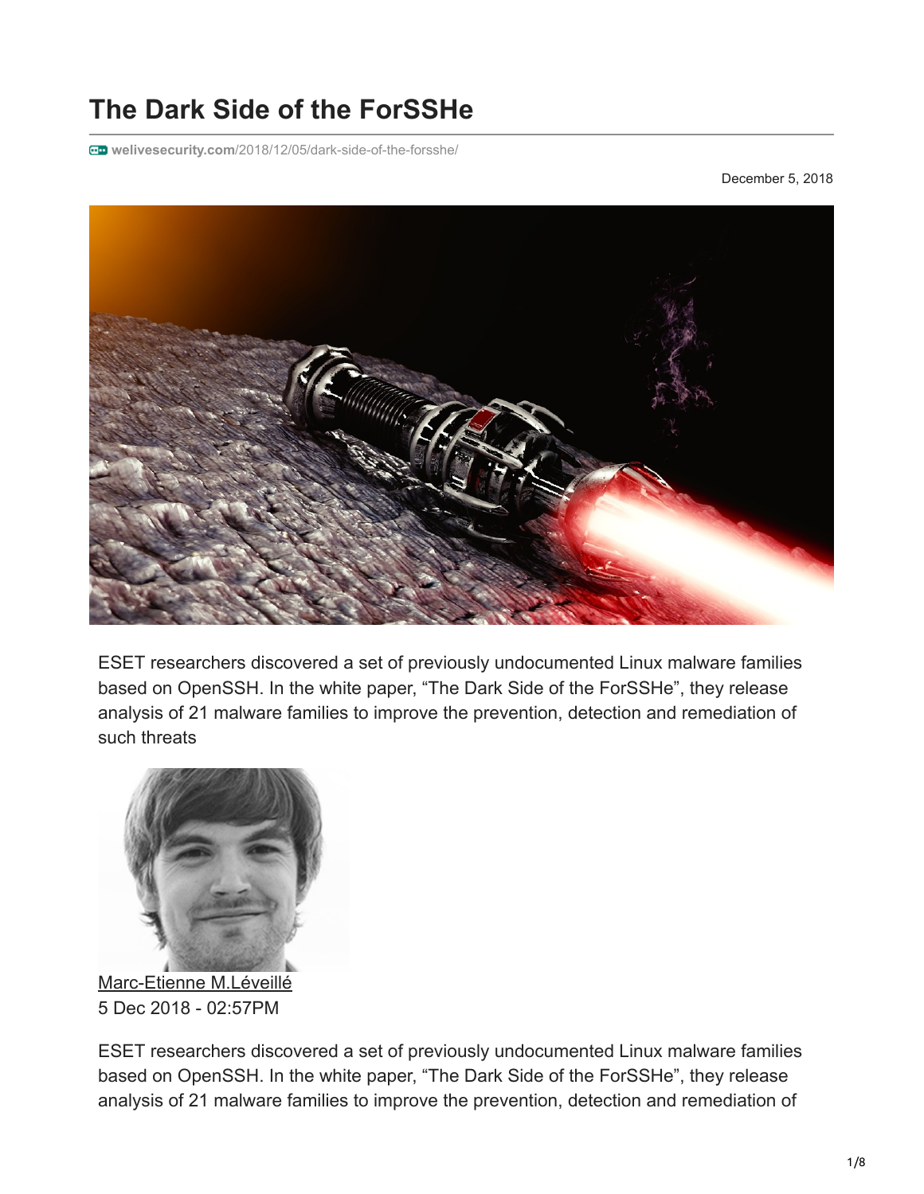# The Dark Side of the ForSSHe

welivesecurity.com/2018/12/05/dark-side-of-the-forsshe/

December 5, 2018

ESET researchers discovered a set of previously undocumented Linux malware families based on OpenSSH. In the white paper, “The Dark Side of the ForSSHe”, they release analysis of 21 malware families to improve the prevention, detection and remediation of such threats

Marc-Etienne M.Léveillé
5 Dec 2018 - 02:57PM

ESET researchers discovered a set of previously undocumented Linux malware families based on OpenSSH. In the white paper, “The Dark Side of the ForSSHe”, they release analysis of 21 malware families to improve the prevention, detection and remediation of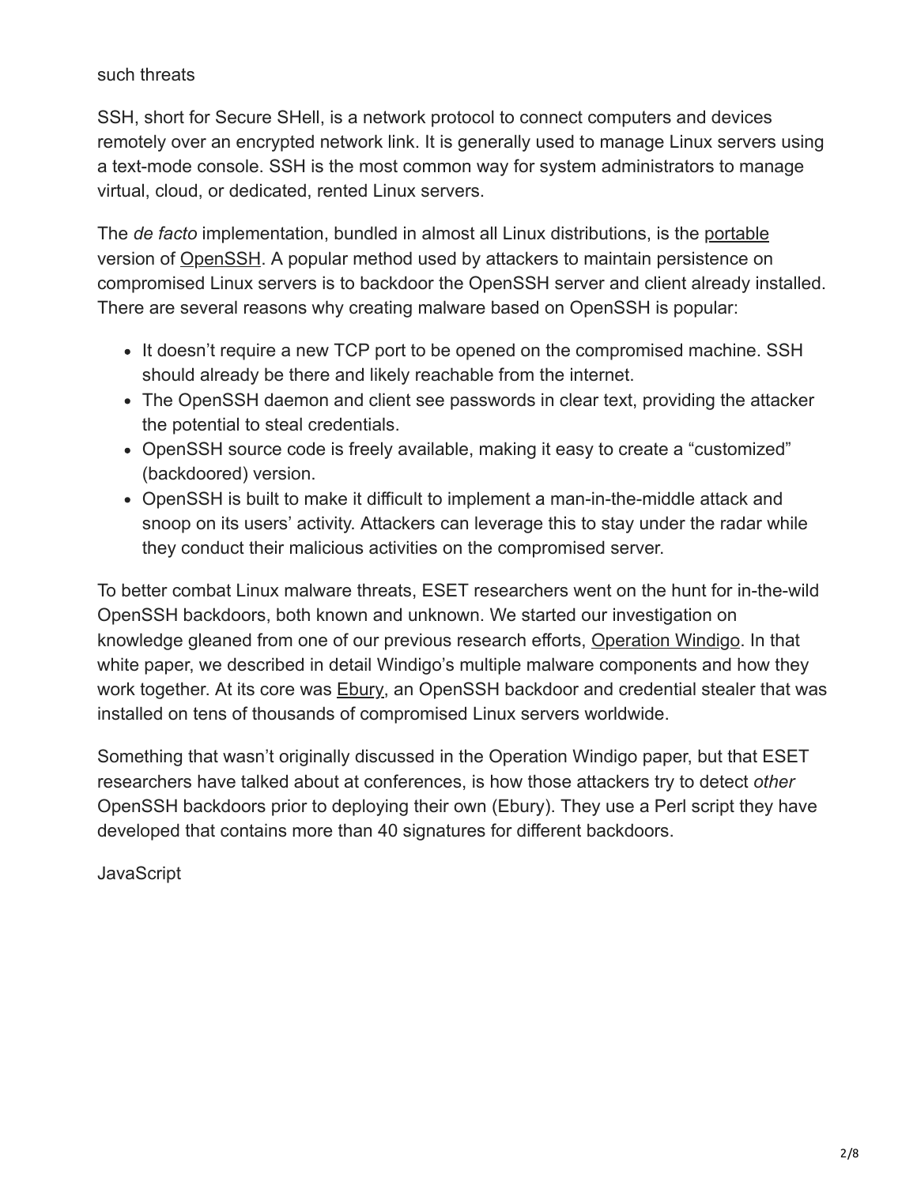such threats

SSH, short for Secure SHell, is a network protocol to connect computers and devices remotely over an encrypted network link. It is generally used to manage Linux servers using a text-mode console. SSH is the most common way for system administrators to manage virtual, cloud, or dedicated, rented Linux servers.

The *de facto* implementation, bundled in almost all Linux distributions, is the portable version of OpenSSH. A popular method used by attackers to maintain persistence on compromised Linux servers is to backdoor the OpenSSH server and client already installed. There are several reasons why creating malware based on OpenSSH is popular:

- It doesn't require a new TCP port to be opened on the compromised machine. SSH should already be there and likely reachable from the internet.
- The OpenSSH daemon and client see passwords in clear text, providing the attacker the potential to steal credentials.
- OpenSSH source code is freely available, making it easy to create a "customized" (backdoored) version.
- OpenSSH is built to make it difficult to implement a man-in-the-middle attack and snoop on its users' activity. Attackers can leverage this to stay under the radar while they conduct their malicious activities on the compromised server.

To better combat Linux malware threats, ESET researchers went on the hunt for in-the-wild OpenSSH backdoors, both known and unknown. We started our investigation on knowledge gleaned from one of our previous research efforts, Operation Windigo. In that white paper, we described in detail Windigo's multiple malware components and how they work together. At its core was Ebury, an OpenSSH backdoor and credential stealer that was installed on tens of thousands of compromised Linux servers worldwide.

Something that wasn't originally discussed in the Operation Windigo paper, but that ESET researchers have talked about at conferences, is how those attackers try to detect *other* OpenSSH backdoors prior to deploying their own (Ebury). They use a Perl script they have developed that contains more than 40 signatures for different backdoors.

JavaScript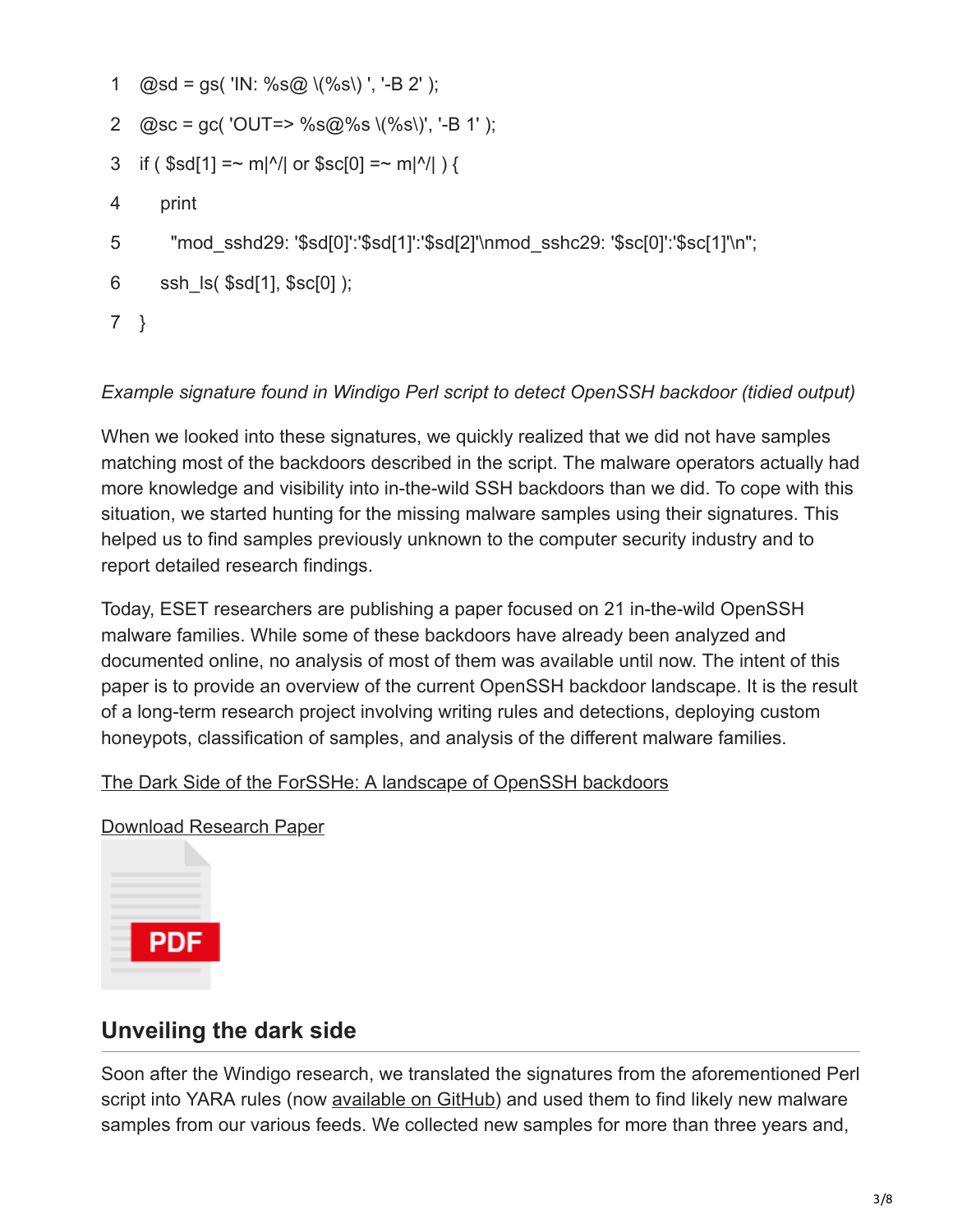```
@sd = gs( 'IN: %s@ \(%s\) ', '-B 2' );
@sc = gc( 'OUT=> %s@%s \(%s\)', '-B 1' );
if ( $sd[1] =~ m|^/| or $sc[0] =~ m|^/| ) {
   print
     "mod_sshd29: '$sd[0]':'$sd[1]':'$sd[2]'\nmod_sshc29: '$sc[0]':'$sc[1]'\n";
   ssh_ls( $sd[1], $sc[0] );
}
```

*Example signature found in Windigo Perl script to detect OpenSSH backdoor (tidied output)*

When we looked into these signatures, we quickly realized that we did not have samples matching most of the backdoors described in the script. The malware operators actually had more knowledge and visibility into in-the-wild SSH backdoors than we did. To cope with this situation, we started hunting for the missing malware samples using their signatures. This helped us to find samples previously unknown to the computer security industry and to report detailed research findings.

Today, ESET researchers are publishing a paper focused on 21 in-the-wild OpenSSH malware families. While some of these backdoors have already been analyzed and documented online, no analysis of most of them was available until now. The intent of this paper is to provide an overview of the current OpenSSH backdoor landscape. It is the result of a long-term research project involving writing rules and detections, deploying custom honeypots, classification of samples, and analysis of the different malware families.

The Dark Side of the ForSSHe: A landscape of OpenSSH backdoors

Download Research Paper

PDF

## Unveiling the dark side

Soon after the Windigo research, we translated the signatures from the aforementioned Perl script into YARA rules (now available on GitHub) and used them to find likely new malware samples from our various feeds. We collected new samples for more than three years and,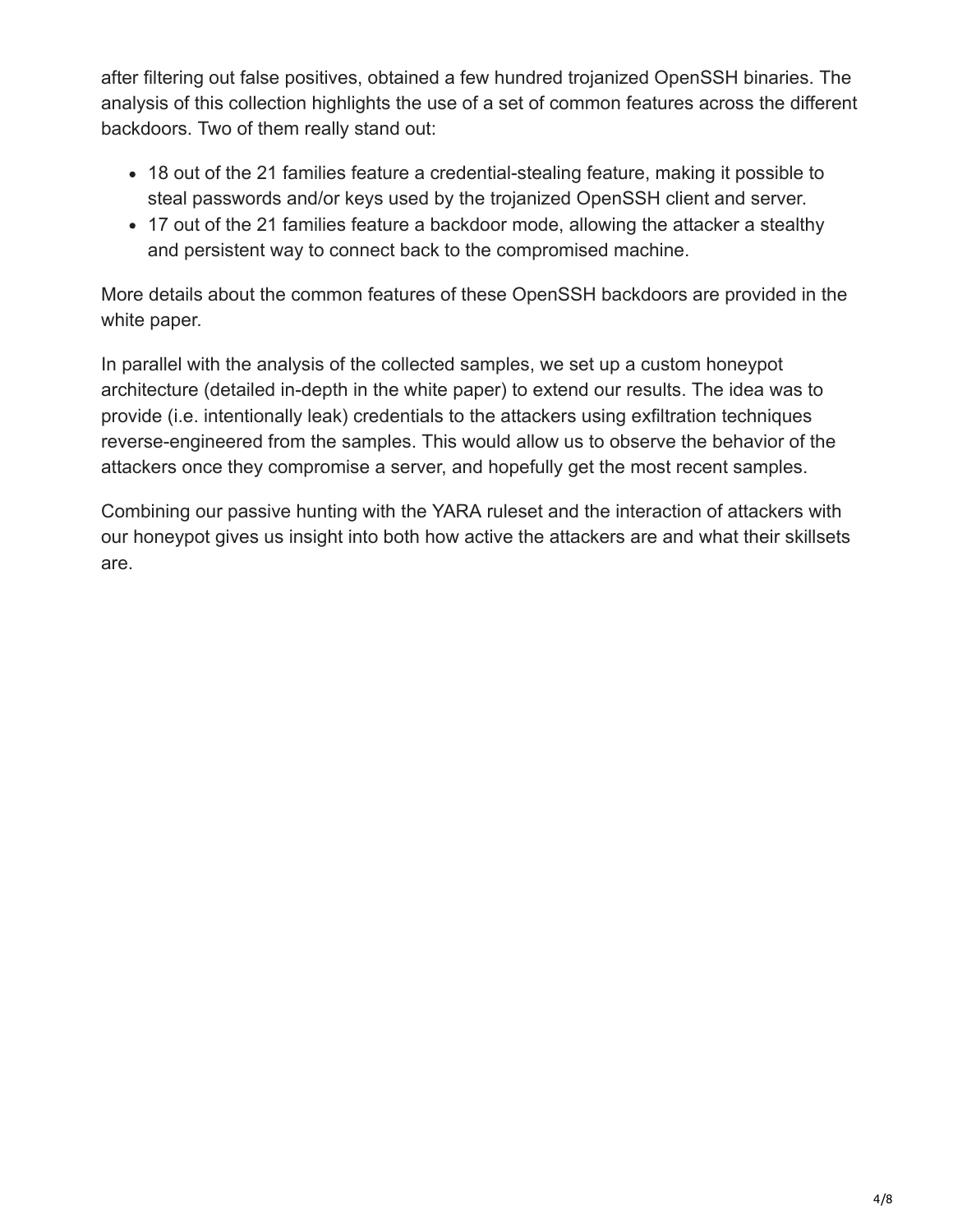after filtering out false positives, obtained a few hundred trojanized OpenSSH binaries. The analysis of this collection highlights the use of a set of common features across the different backdoors. Two of them really stand out:

- 18 out of the 21 families feature a credential-stealing feature, making it possible to steal passwords and/or keys used by the trojanized OpenSSH client and server.
- 17 out of the 21 families feature a backdoor mode, allowing the attacker a stealthy and persistent way to connect back to the compromised machine.

More details about the common features of these OpenSSH backdoors are provided in the white paper.

In parallel with the analysis of the collected samples, we set up a custom honeypot architecture (detailed in-depth in the white paper) to extend our results. The idea was to provide (i.e. intentionally leak) credentials to the attackers using exfiltration techniques reverse-engineered from the samples. This would allow us to observe the behavior of the attackers once they compromise a server, and hopefully get the most recent samples.

Combining our passive hunting with the YARA ruleset and the interaction of attackers with our honeypot gives us insight into both how active the attackers are and what their skillsets are.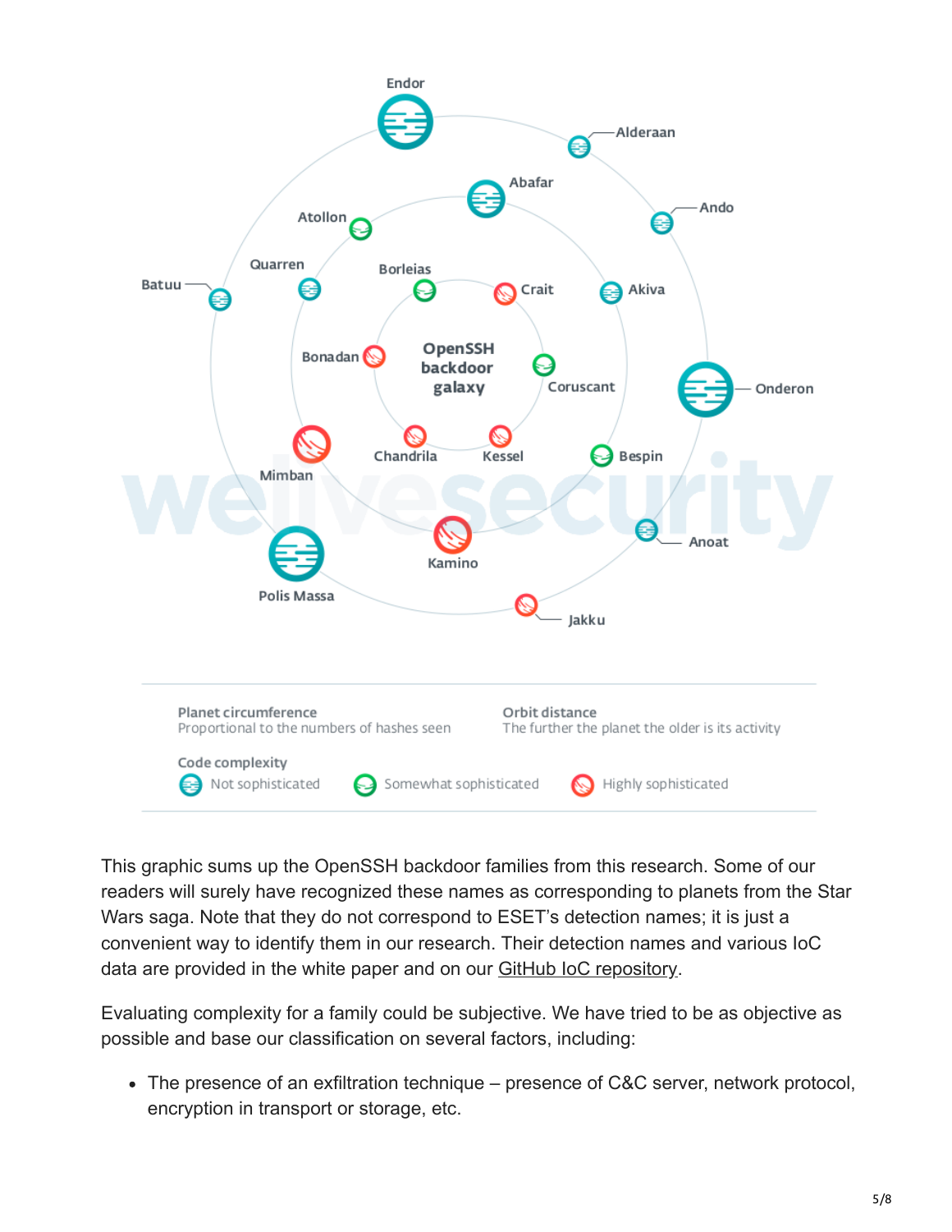This graphic sums up the OpenSSH backdoor families from this research. Some of our readers will surely have recognized these names as corresponding to planets from the Star Wars saga. Note that they do not correspond to ESET's detection names; it is just a convenient way to identify them in our research. Their detection names and various IoC data are provided in the white paper and on our GitHub IoC repository.

Evaluating complexity for a family could be subjective. We have tried to be as objective as possible and base our classification on several factors, including:

- The presence of an exfiltration technique – presence of C&C server, network protocol, encryption in transport or storage, etc.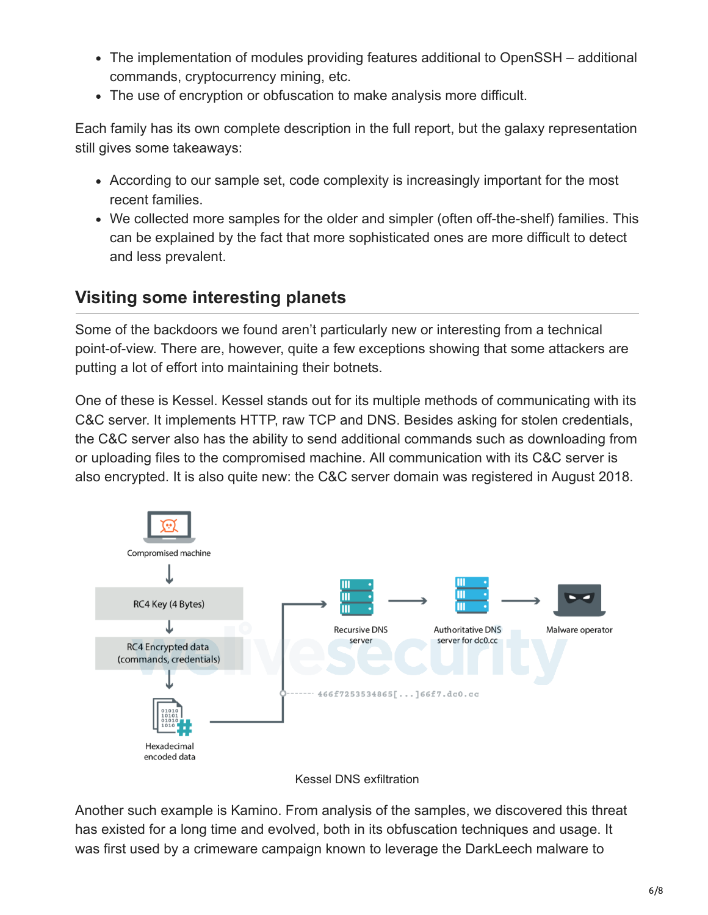- The implementation of modules providing features additional to OpenSSH – additional commands, cryptocurrency mining, etc.
- The use of encryption or obfuscation to make analysis more difficult.

Each family has its own complete description in the full report, but the galaxy representation still gives some takeaways:

- According to our sample set, code complexity is increasingly important for the most recent families.
- We collected more samples for the older and simpler (often off-the-shelf) families. This can be explained by the fact that more sophisticated ones are more difficult to detect and less prevalent.

## Visiting some interesting planets

Some of the backdoors we found aren't particularly new or interesting from a technical point-of-view. There are, however, quite a few exceptions showing that some attackers are putting a lot of effort into maintaining their botnets.

One of these is Kessel. Kessel stands out for its multiple methods of communicating with its C&C server. It implements HTTP, raw TCP and DNS. Besides asking for stolen credentials, the C&C server also has the ability to send additional commands such as downloading from or uploading files to the compromised machine. All communication with its C&C server is also encrypted. It is also quite new: the C&C server domain was registered in August 2018.

Compromised machine

RC4 Key (4 Bytes)

RC4 Encrypted data (commands, credentials)

Hexadecimal encoded data

Recursive DNS server

Authoritative DNS server for dc0.cc

Malware operator

466f7253534865[...]66f7.dc0.cc

Kessel DNS exfiltration

Another such example is Kamino. From analysis of the samples, we discovered this threat has existed for a long time and evolved, both in its obfuscation techniques and usage. It was first used by a crimeware campaign known to leverage the DarkLeech malware to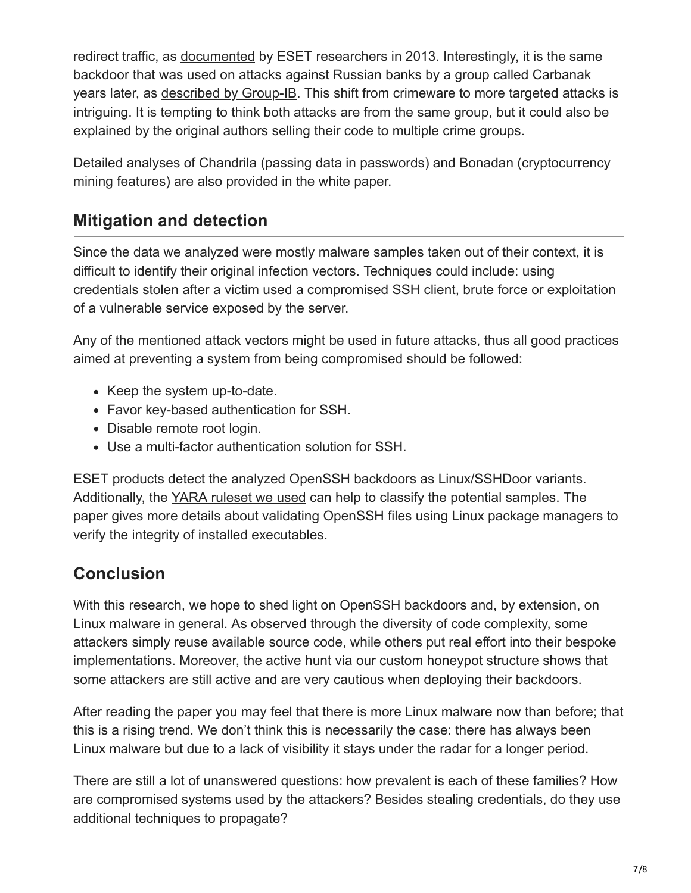redirect traffic, as documented by ESET researchers in 2013. Interestingly, it is the same backdoor that was used on attacks against Russian banks by a group called Carbanak years later, as described by Group-IB. This shift from crimeware to more targeted attacks is intriguing. It is tempting to think both attacks are from the same group, but it could also be explained by the original authors selling their code to multiple crime groups.

Detailed analyses of Chandrila (passing data in passwords) and Bonadan (cryptocurrency mining features) are also provided in the white paper.

## Mitigation and detection

Since the data we analyzed were mostly malware samples taken out of their context, it is difficult to identify their original infection vectors. Techniques could include: using credentials stolen after a victim used a compromised SSH client, brute force or exploitation of a vulnerable service exposed by the server.

Any of the mentioned attack vectors might be used in future attacks, thus all good practices aimed at preventing a system from being compromised should be followed:

- Keep the system up-to-date.
- Favor key-based authentication for SSH.
- Disable remote root login.
- Use a multi-factor authentication solution for SSH.

ESET products detect the analyzed OpenSSH backdoors as Linux/SSHDoor variants. Additionally, the YARA ruleset we used can help to classify the potential samples. The paper gives more details about validating OpenSSH files using Linux package managers to verify the integrity of installed executables.

## Conclusion

With this research, we hope to shed light on OpenSSH backdoors and, by extension, on Linux malware in general. As observed through the diversity of code complexity, some attackers simply reuse available source code, while others put real effort into their bespoke implementations. Moreover, the active hunt via our custom honeypot structure shows that some attackers are still active and are very cautious when deploying their backdoors.

After reading the paper you may feel that there is more Linux malware now than before; that this is a rising trend. We don't think this is necessarily the case: there has always been Linux malware but due to a lack of visibility it stays under the radar for a longer period.

There are still a lot of unanswered questions: how prevalent is each of these families? How are compromised systems used by the attackers? Besides stealing credentials, do they use additional techniques to propagate?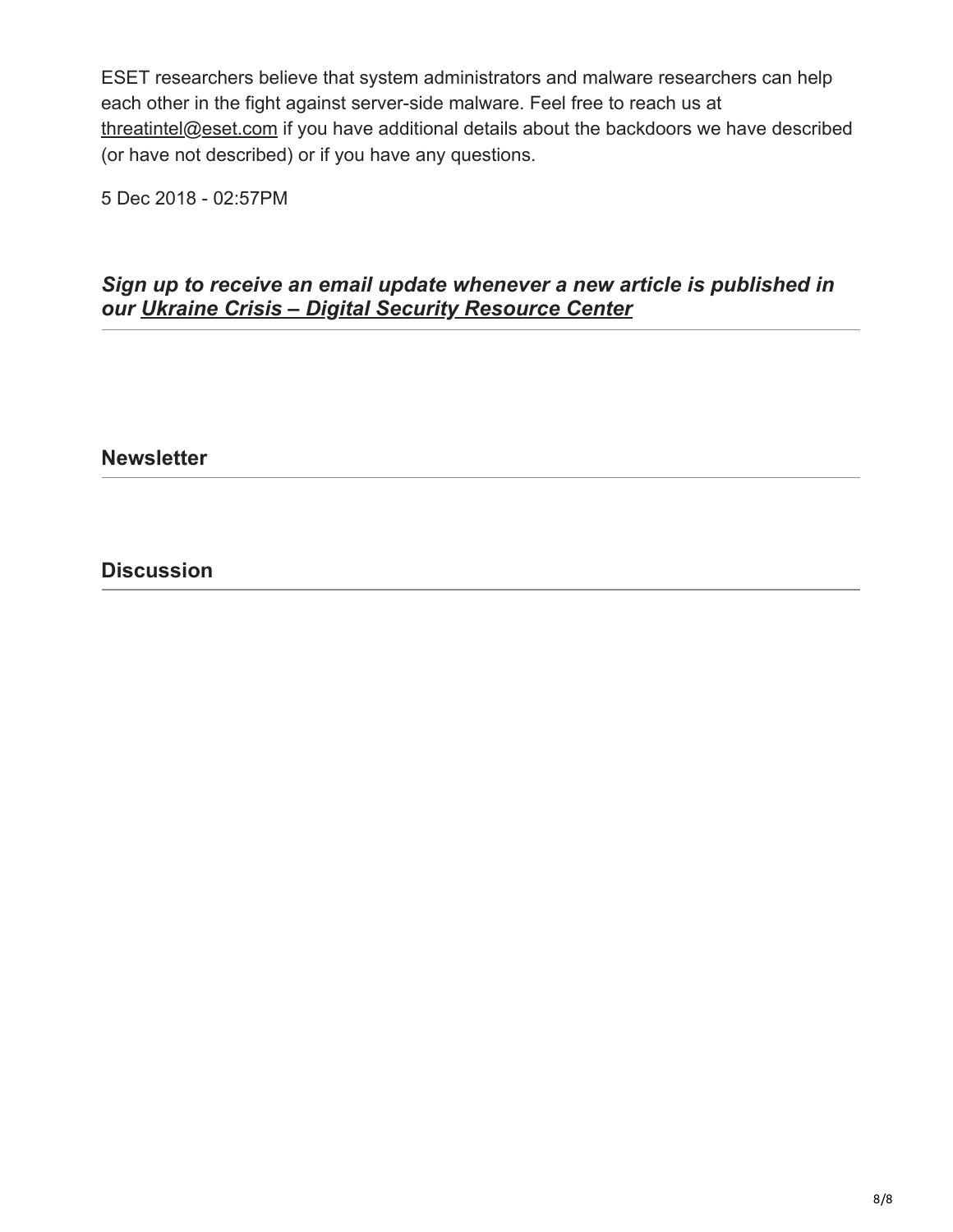ESET researchers believe that system administrators and malware researchers can help each other in the fight against server-side malware. Feel free to reach us at threatintel@eset.com if you have additional details about the backdoors we have described (or have not described) or if you have any questions.

5 Dec 2018 - 02:57PM

***Sign up to receive an email update whenever a new article is published in our Ukraine Crisis – Digital Security Resource Center***

## Newsletter

## Discussion